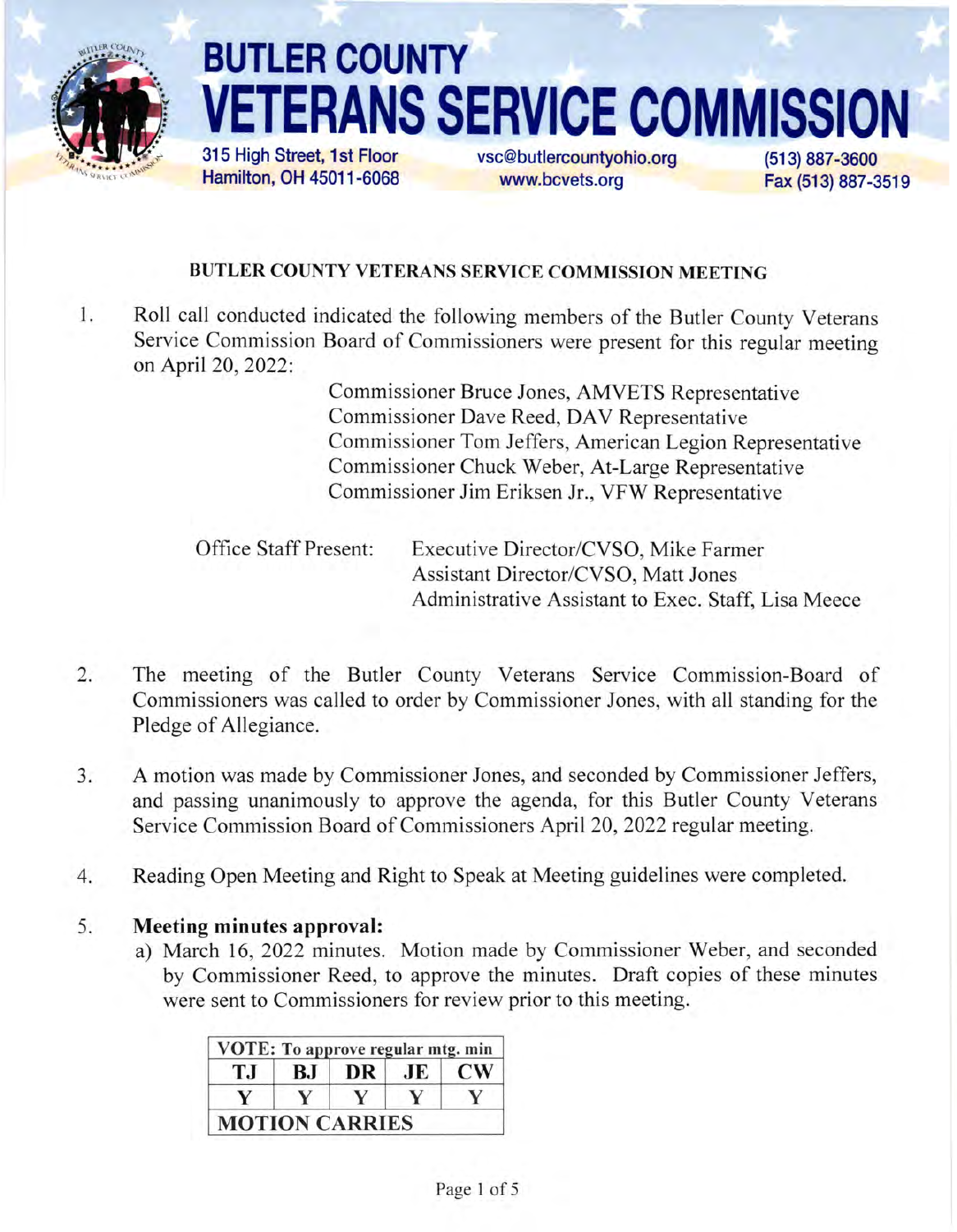# BUTLER COUNTY VETERANS SERVICE COMMISSION

315 High Street, 1st Floor
Hamilton, OH 45011-6068

vsc@butlercountyohio.org
www.bcvets.org

(513) 887-3600
Fax (513) 887-3519

## BUTLER COUNTY VETERANS SERVICE COMMISSION MEETING

1. Roll call conducted indicated the following members of the Butler County Veterans Service Commission Board of Commissioners were present for this regular meeting on April 20, 2022:

   Commissioner Bruce Jones, AMVETS Representative
   Commissioner Dave Reed, DAV Representative
   Commissioner Tom Jeffers, American Legion Representative
   Commissioner Chuck Weber, At-Large Representative
   Commissioner Jim Eriksen Jr., VFW Representative

   Office Staff Present: Executive Director/CVSO, Mike Farmer
   Assistant Director/CVSO, Matt Jones
   Administrative Assistant to Exec. Staff, Lisa Meece

2. The meeting of the Butler County Veterans Service Commission-Board of Commissioners was called to order by Commissioner Jones, with all standing for the Pledge of Allegiance.

3. A motion was made by Commissioner Jones, and seconded by Commissioner Jeffers, and passing unanimously to approve the agenda, for this Butler County Veterans Service Commission Board of Commissioners April 20, 2022 regular meeting.

4. Reading Open Meeting and Right to Speak at Meeting guidelines were completed.

5. **Meeting minutes approval:**
   a) March 16, 2022 minutes. Motion made by Commissioner Weber, and seconded by Commissioner Reed, to approve the minutes. Draft copies of these minutes were sent to Commissioners for review prior to this meeting.

| VOTE: To approve regular mtg. min | | | | |
|---|---|---|---|---|
| TJ | BJ | DR | JE | CW |
| Y | Y | Y | Y | Y |
| MOTION CARRIES | | | | |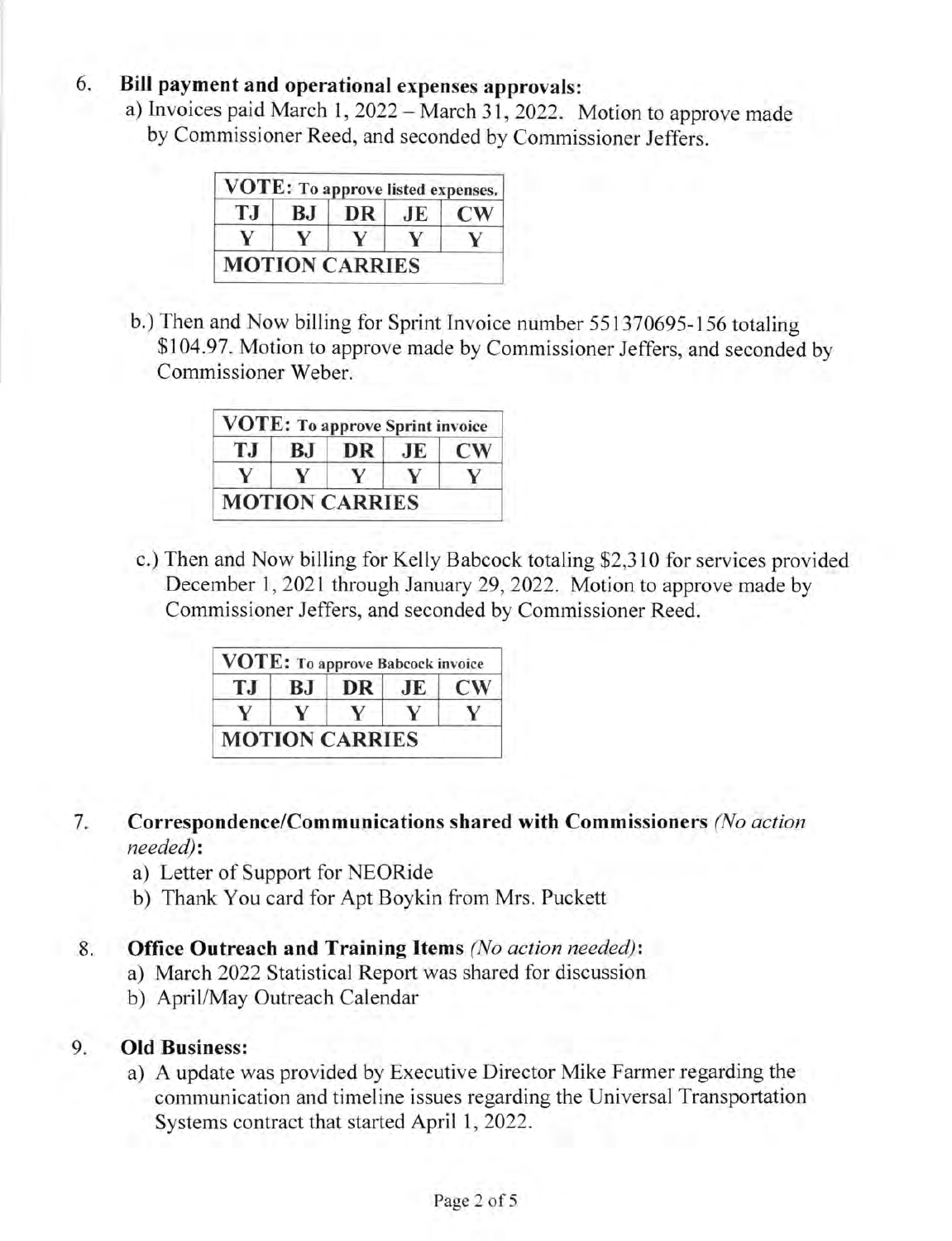6. **Bill payment and operational expenses approvals:**

   a) Invoices paid March 1, 2022 – March 31, 2022. Motion to approve made by Commissioner Reed, and seconded by Commissioner Jeffers.

| **VOTE:** To approve listed expenses. | | | | |
|---|---|---|---|---|
| TJ | BJ | DR | JE | CW |
| Y | Y | Y | Y | Y |
| **MOTION CARRIES** | | | | |

   b.) Then and Now billing for Sprint Invoice number 551370695-156 totaling $104.97. Motion to approve made by Commissioner Jeffers, and seconded by Commissioner Weber.

| **VOTE:** To approve Sprint invoice | | | | |
|---|---|---|---|---|
| TJ | BJ | DR | JE | CW |
| Y | Y | Y | Y | Y |
| **MOTION CARRIES** | | | | |

   c.) Then and Now billing for Kelly Babcock totaling $2,310 for services provided December 1, 2021 through January 29, 2022. Motion to approve made by Commissioner Jeffers, and seconded by Commissioner Reed.

| **VOTE:** To approve Babcock invoice | | | | |
|---|---|---|---|---|
| TJ | BJ | DR | JE | CW |
| Y | Y | Y | Y | Y |
| **MOTION CARRIES** | | | | |

7. **Correspondence/Communications shared with Commissioners** *(No action needed)***:**

   a) Letter of Support for NEORide

   b) Thank You card for Apt Boykin from Mrs. Puckett

8. **Office Outreach and Training Items** *(No action needed)***:**

   a) March 2022 Statistical Report was shared for discussion

   b) April/May Outreach Calendar

9. **Old Business:**

   a) A update was provided by Executive Director Mike Farmer regarding the communication and timeline issues regarding the Universal Transportation Systems contract that started April 1, 2022.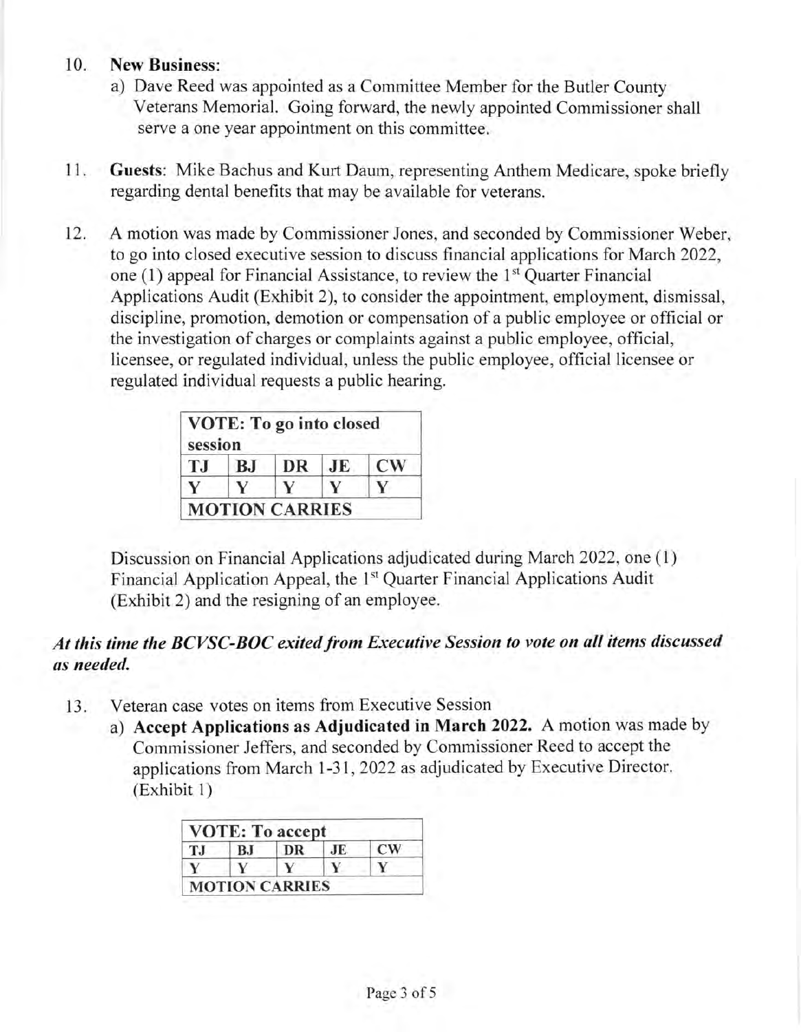10. **New Business**:
    a) Dave Reed was appointed as a Committee Member for the Butler County Veterans Memorial. Going forward, the newly appointed Commissioner shall serve a one year appointment on this committee.

11. **Guests**: Mike Bachus and Kurt Daum, representing Anthem Medicare, spoke briefly regarding dental benefits that may be available for veterans.

12. A motion was made by Commissioner Jones, and seconded by Commissioner Weber, to go into closed executive session to discuss financial applications for March 2022, one (1) appeal for Financial Assistance, to review the 1st Quarter Financial Applications Audit (Exhibit 2), to consider the appointment, employment, dismissal, discipline, promotion, demotion or compensation of a public employee or official or the investigation of charges or complaints against a public employee, official, licensee, or regulated individual, unless the public employee, official licensee or regulated individual requests a public hearing.

| **VOTE: To go into closed session** | | | | |
|---|---|---|---|---|
| **TJ** | **BJ** | **DR** | **JE** | **CW** |
| **Y** | **Y** | **Y** | **Y** | **Y** |
| **MOTION CARRIES** | | | | |

Discussion on Financial Applications adjudicated during March 2022, one (1) Financial Application Appeal, the 1st Quarter Financial Applications Audit (Exhibit 2) and the resigning of an employee.

***At this time the BCVSC-BOC exited from Executive Session to vote on all items discussed as needed.***

13. Veteran case votes on items from Executive Session
    a) **Accept Applications as Adjudicated in March 2022.** A motion was made by Commissioner Jeffers, and seconded by Commissioner Reed to accept the applications from March 1-31, 2022 as adjudicated by Executive Director. (Exhibit 1)

| **VOTE: To accept** | | | | |
|---|---|---|---|---|
| **TJ** | **BJ** | **DR** | **JE** | **CW** |
| **Y** | **Y** | **Y** | **Y** | **Y** |
| **MOTION CARRIES** | | | | |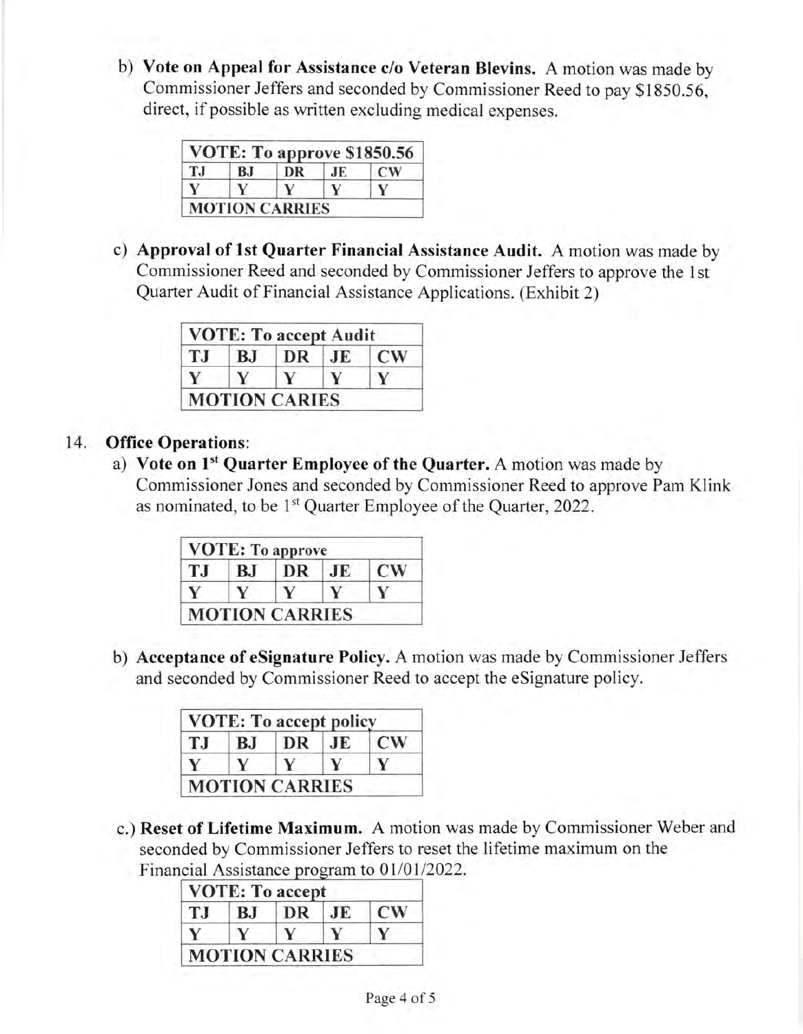b) **Vote on Appeal for Assistance c/o Veteran Blevins.** A motion was made by Commissioner Jeffers and seconded by Commissioner Reed to pay $1850.56, direct, if possible as written excluding medical expenses.

| VOTE: To approve $1850.56 | | | | |
|---|---|---|---|---|
| TJ | BJ | DR | JE | CW |
| Y | Y | Y | Y | Y |
| MOTION CARRIES | | | | |

c) **Approval of 1st Quarter Financial Assistance Audit.** A motion was made by Commissioner Reed and seconded by Commissioner Jeffers to approve the 1st Quarter Audit of Financial Assistance Applications. (Exhibit 2)

| VOTE: To accept Audit | | | | |
|---|---|---|---|---|
| TJ | BJ | DR | JE | CW |
| Y | Y | Y | Y | Y |
| MOTION CARIES | | | | |

14. **Office Operations**:

a) **Vote on 1st Quarter Employee of the Quarter.** A motion was made by Commissioner Jones and seconded by Commissioner Reed to approve Pam Klink as nominated, to be 1st Quarter Employee of the Quarter, 2022.

| VOTE: To approve | | | | |
|---|---|---|---|---|
| TJ | BJ | DR | JE | CW |
| Y | Y | Y | Y | Y |
| MOTION CARRIES | | | | |

b) **Acceptance of eSignature Policy.** A motion was made by Commissioner Jeffers and seconded by Commissioner Reed to accept the eSignature policy.

| VOTE: To accept policy | | | | |
|---|---|---|---|---|
| TJ | BJ | DR | JE | CW |
| Y | Y | Y | Y | Y |
| MOTION CARRIES | | | | |

c.) **Reset of Lifetime Maximum.** A motion was made by Commissioner Weber and seconded by Commissioner Jeffers to reset the lifetime maximum on the Financial Assistance program to 01/01/2022.

| VOTE: To accept | | | | |
|---|---|---|---|---|
| TJ | BJ | DR | JE | CW |
| Y | Y | Y | Y | Y |
| MOTION CARRIES | | | | |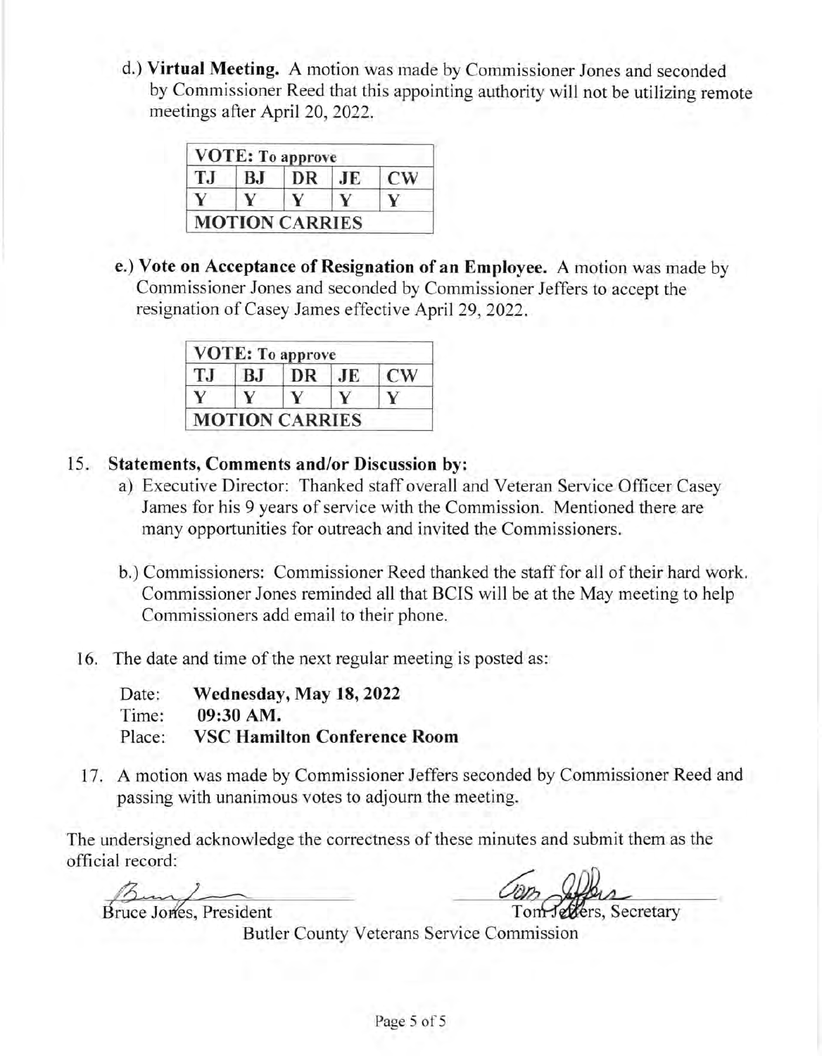d.) **Virtual Meeting.** A motion was made by Commissioner Jones and seconded by Commissioner Reed that this appointing authority will not be utilizing remote meetings after April 20, 2022.

| VOTE: To approve | | | | |
|---|---|---|---|---|
| TJ | BJ | DR | JE | CW |
| Y | Y | Y | Y | Y |
| MOTION CARRIES | | | | |

e.) **Vote on Acceptance of Resignation of an Employee.** A motion was made by Commissioner Jones and seconded by Commissioner Jeffers to accept the resignation of Casey James effective April 29, 2022.

| VOTE: To approve | | | | |
|---|---|---|---|---|
| TJ | BJ | DR | JE | CW |
| Y | Y | Y | Y | Y |
| MOTION CARRIES | | | | |

15. **Statements, Comments and/or Discussion by:**
    a) Executive Director: Thanked staff overall and Veteran Service Officer Casey James for his 9 years of service with the Commission. Mentioned there are many opportunities for outreach and invited the Commissioners.

    b.) Commissioners: Commissioner Reed thanked the staff for all of their hard work. Commissioner Jones reminded all that BCIS will be at the May meeting to help Commissioners add email to their phone.

16. The date and time of the next regular meeting is posted as:

    Date: **Wednesday, May 18, 2022**
    Time: **09:30 AM.**
    Place: **VSC Hamilton Conference Room**

17. A motion was made by Commissioner Jeffers seconded by Commissioner Reed and passing with unanimous votes to adjourn the meeting.

The undersigned acknowledge the correctness of these minutes and submit them as the official record:

Bruce Jones, President

Tom Jeffers, Secretary

Butler County Veterans Service Commission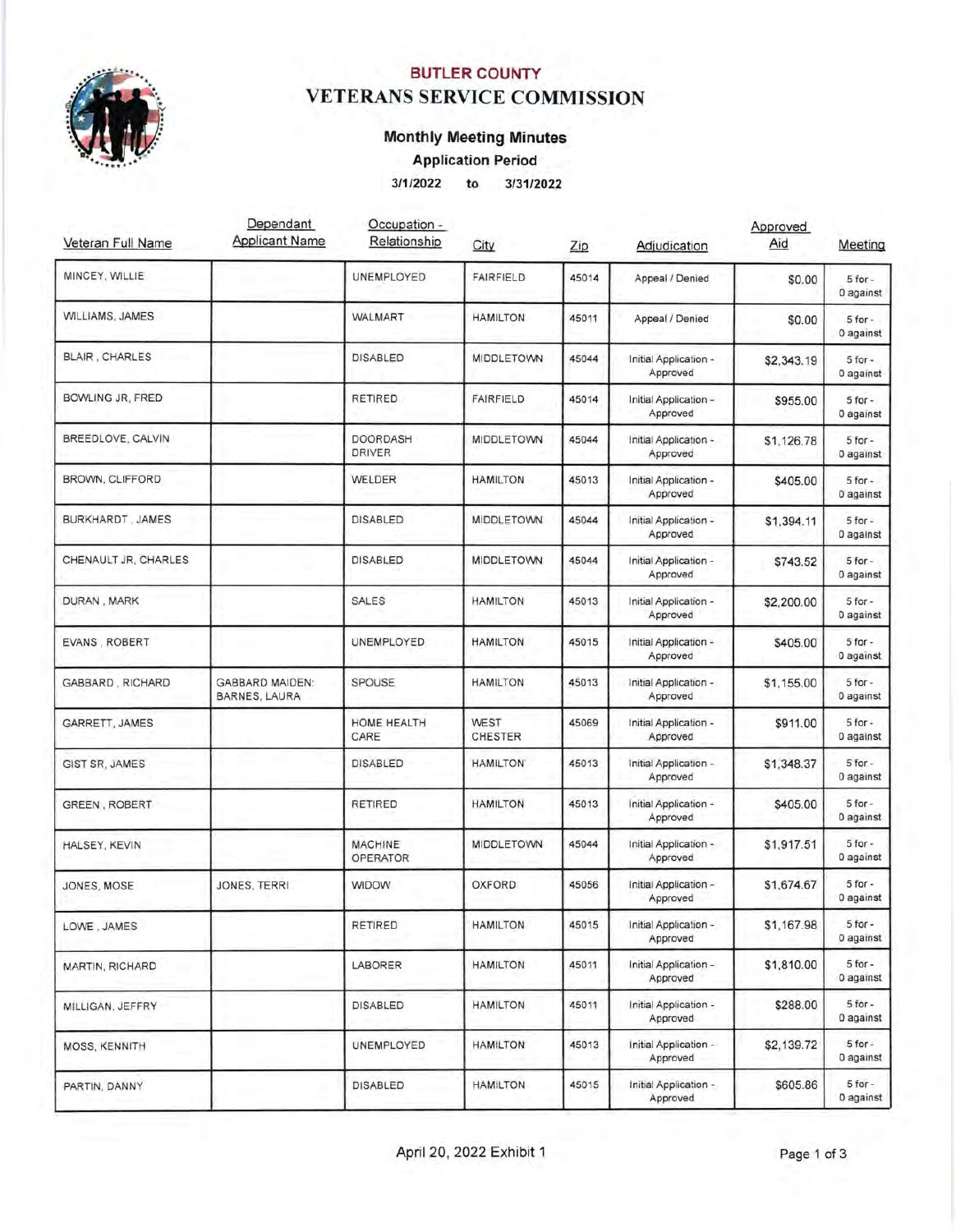# BUTLER COUNTY
## VETERANS SERVICE COMMISSION

### Monthly Meeting Minutes

**Application Period**

**3/1/2022 to 3/31/2022**

| Veteran Full Name | Dependant Applicant Name | Occupation - Relationship | City | Zip | Adjudication | Approved Aid | Meeting |
|---|---|---|---|---|---|---|---|
| MINCEY, WILLIE | | UNEMPLOYED | FAIRFIELD | 45014 | Appeal / Denied | $0.00 | 5 for - 0 against |
| WILLIAMS, JAMES | | WALMART | HAMILTON | 45011 | Appeal / Denied | $0.00 | 5 for - 0 against |
| BLAIR , CHARLES | | DISABLED | MIDDLETOWN | 45044 | Initial Application - Approved | $2,343.19 | 5 for - 0 against |
| BOWLING JR, FRED | | RETIRED | FAIRFIELD | 45014 | Initial Application - Approved | $955.00 | 5 for - 0 against |
| BREEDLOVE, CALVIN | | DOORDASH DRIVER | MIDDLETOWN | 45044 | Initial Application - Approved | $1,126.78 | 5 for - 0 against |
| BROWN, CLIFFORD | | WELDER | HAMILTON | 45013 | Initial Application - Approved | $405.00 | 5 for - 0 against |
| BURKHARDT , JAMES | | DISABLED | MIDDLETOWN | 45044 | Initial Application - Approved | $1,394.11 | 5 for - 0 against |
| CHENAULT JR, CHARLES | | DISABLED | MIDDLETOWN | 45044 | Initial Application - Approved | $743.52 | 5 for - 0 against |
| DURAN , MARK | | SALES | HAMILTON | 45013 | Initial Application - Approved | $2,200.00 | 5 for - 0 against |
| EVANS , ROBERT | | UNEMPLOYED | HAMILTON | 45015 | Initial Application - Approved | $405.00 | 5 for - 0 against |
| GABBARD , RICHARD | GABBARD MAIDEN: BARNES, LAURA | SPOUSE | HAMILTON | 45013 | Initial Application - Approved | $1,155.00 | 5 for - 0 against |
| GARRETT, JAMES | | HOME HEALTH CARE | WEST CHESTER | 45069 | Initial Application - Approved | $911.00 | 5 for - 0 against |
| GIST SR, JAMES | | DISABLED | HAMILTON | 45013 | Initial Application - Approved | $1,348.37 | 5 for - 0 against |
| GREEN , ROBERT | | RETIRED | HAMILTON | 45013 | Initial Application - Approved | $405.00 | 5 for - 0 against |
| HALSEY, KEVIN | | MACHINE OPERATOR | MIDDLETOWN | 45044 | Initial Application - Approved | $1,917.51 | 5 for - 0 against |
| JONES, MOSE | JONES, TERRI | WIDOW | OXFORD | 45056 | Initial Application - Approved | $1,674.67 | 5 for - 0 against |
| LOWE , JAMES | | RETIRED | HAMILTON | 45015 | Initial Application - Approved | $1,167.98 | 5 for - 0 against |
| MARTIN, RICHARD | | LABORER | HAMILTON | 45011 | Initial Application - Approved | $1,810.00 | 5 for - 0 against |
| MILLIGAN, JEFFRY | | DISABLED | HAMILTON | 45011 | Initial Application - Approved | $288.00 | 5 for - 0 against |
| MOSS, KENNITH | | UNEMPLOYED | HAMILTON | 45013 | Initial Application - Approved | $2,139.72 | 5 for - 0 against |
| PARTIN, DANNY | | DISABLED | HAMILTON | 45015 | Initial Application - Approved | $605.86 | 5 for - 0 against |

April 20, 2022 Exhibit 1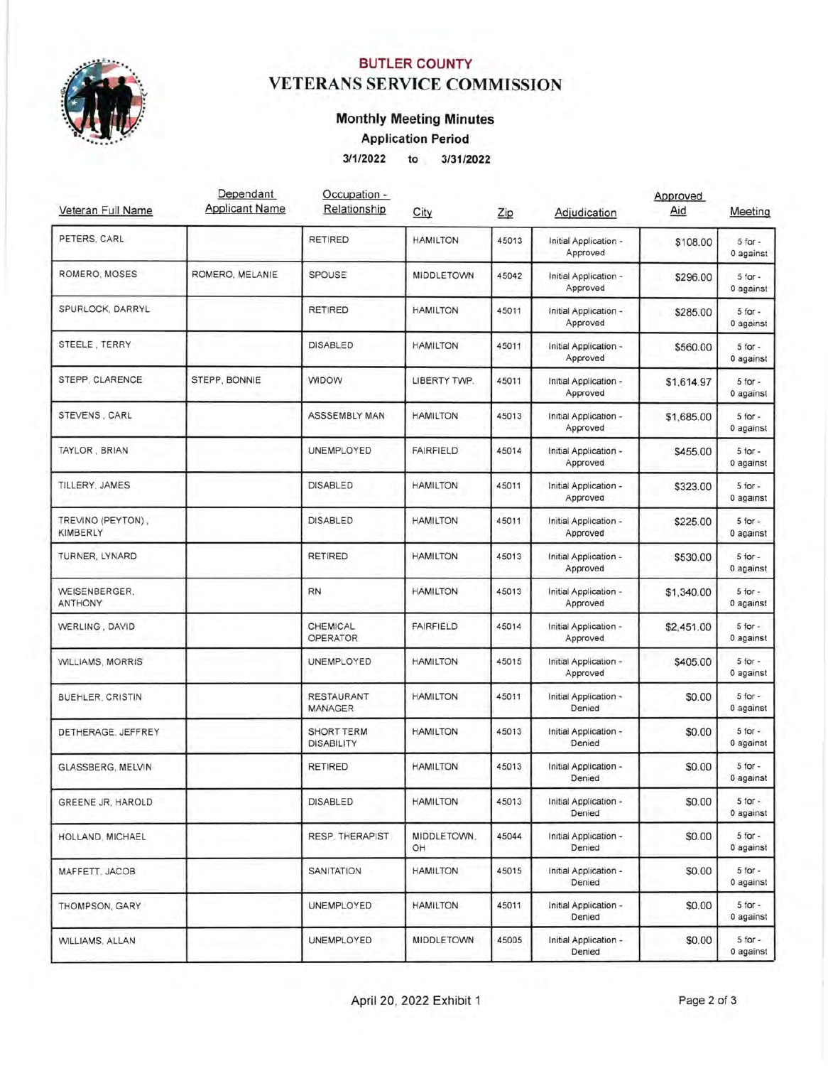# BUTLER COUNTY
# VETERANS SERVICE COMMISSION

## Monthly Meeting Minutes

### Application Period

**3/1/2022 to 3/31/2022**

| Veteran Full Name | Dependant Applicant Name | Occupation - Relationship | City | Zip | Adjudication | Approved Aid | Meeting |
|---|---|---|---|---|---|---|---|
| PETERS, CARL | | RETIRED | HAMILTON | 45013 | Initial Application - Approved | $108.00 | 5 for - 0 against |
| ROMERO, MOSES | ROMERO, MELANIE | SPOUSE | MIDDLETOWN | 45042 | Initial Application - Approved | $296.00 | 5 for - 0 against |
| SPURLOCK, DARRYL | | RETIRED | HAMILTON | 45011 | Initial Application - Approved | $285.00 | 5 for - 0 against |
| STEELE , TERRY | | DISABLED | HAMILTON | 45011 | Initial Application - Approved | $560.00 | 5 for - 0 against |
| STEPP, CLARENCE | STEPP, BONNIE | WIDOW | LIBERTY TWP. | 45011 | Initial Application - Approved | $1,614.97 | 5 for - 0 against |
| STEVENS , CARL | | ASSSEMBLY MAN | HAMILTON | 45013 | Initial Application - Approved | $1,685.00 | 5 for - 0 against |
| TAYLOR , BRIAN | | UNEMPLOYED | FAIRFIELD | 45014 | Initial Application - Approved | $455.00 | 5 for - 0 against |
| TILLERY, JAMES | | DISABLED | HAMILTON | 45011 | Initial Application - Approved | $323.00 | 5 for - 0 against |
| TREVINO (PEYTON) , KIMBERLY | | DISABLED | HAMILTON | 45011 | Initial Application - Approved | $225.00 | 5 for - 0 against |
| TURNER, LYNARD | | RETIRED | HAMILTON | 45013 | Initial Application - Approved | $530.00 | 5 for - 0 against |
| WEISENBERGER, ANTHONY | | RN | HAMILTON | 45013 | Initial Application - Approved | $1,340.00 | 5 for - 0 against |
| WERLING , DAVID | | CHEMICAL OPERATOR | FAIRFIELD | 45014 | Initial Application - Approved | $2,451.00 | 5 for - 0 against |
| WILLIAMS, MORRIS | | UNEMPLOYED | HAMILTON | 45015 | Initial Application - Approved | $405.00 | 5 for - 0 against |
| BUEHLER, CRISTIN | | RESTAURANT MANAGER | HAMILTON | 45011 | Initial Application - Denied | $0.00 | 5 for - 0 against |
| DETHERAGE, JEFFREY | | SHORT TERM DISABILITY | HAMILTON | 45013 | Initial Application - Denied | $0.00 | 5 for - 0 against |
| GLASSBERG, MELVIN | | RETIRED | HAMILTON | 45013 | Initial Application - Denied | $0.00 | 5 for - 0 against |
| GREENE JR, HAROLD | | DISABLED | HAMILTON | 45013 | Initial Application - Denied | $0.00 | 5 for - 0 against |
| HOLLAND, MICHAEL | | RESP. THERAPIST | MIDDLETOWN, OH | 45044 | Initial Application - Denied | $0.00 | 5 for - 0 against |
| MAFFETT, JACOB | | SANITATION | HAMILTON | 45015 | Initial Application - Denied | $0.00 | 5 for - 0 against |
| THOMPSON, GARY | | UNEMPLOYED | HAMILTON | 45011 | Initial Application - Denied | $0.00 | 5 for - 0 against |
| WILLIAMS, ALLAN | | UNEMPLOYED | MIDDLETOWN | 45005 | Initial Application - Denied | $0.00 | 5 for - 0 against |

April 20, 2022 Exhibit 1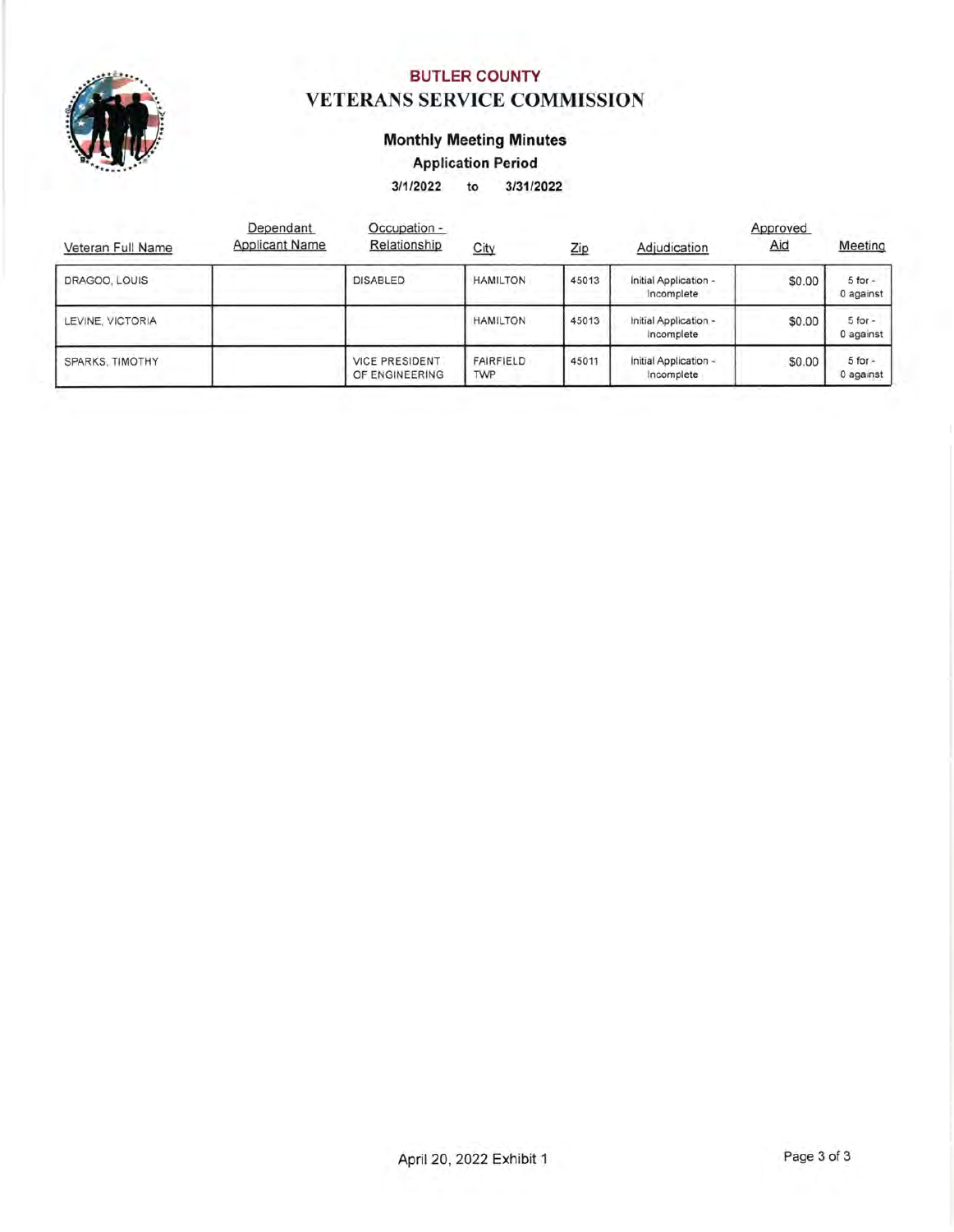## BUTLER COUNTY
# VETERANS SERVICE COMMISSION

### Monthly Meeting Minutes

**Application Period**

**3/1/2022 to 3/31/2022**

| Veteran Full Name | Dependant Applicant Name | Occupation - Relationship | City | Zip | Adjudication | Approved Aid | Meeting |
|---|---|---|---|---|---|---|---|
| DRAGOO, LOUIS | | DISABLED | HAMILTON | 45013 | Initial Application - Incomplete | $0.00 | 5 for - 0 against |
| LEVINE, VICTORIA | | | HAMILTON | 45013 | Initial Application - Incomplete | $0.00 | 5 for - 0 against |
| SPARKS, TIMOTHY | | VICE PRESIDENT OF ENGINEERING | FAIRFIELD TWP | 45011 | Initial Application - Incomplete | $0.00 | 5 for - 0 against |

April 20, 2022 Exhibit 1